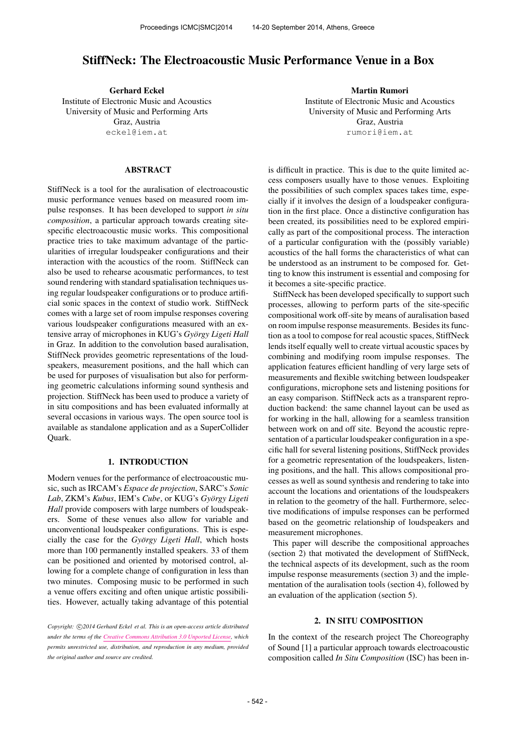# StiffNeck: The Electroacoustic Music Performance Venue in a Box

**Gerhard Eckel**
Institute of Electronic Music and Acoustics
University of Music and Performing Arts
Graz, Austria
eckel@iem.at

**Martin Rumori**
Institute of Electronic Music and Acoustics
University of Music and Performing Arts
Graz, Austria
rumori@iem.at

## ABSTRACT

StiffNeck is a tool for the auralisation of electroacoustic music performance venues based on measured room impulse responses. It has been developed to support *in situ composition*, a particular approach towards creating site-specific electroacoustic music works. This compositional practice tries to take maximum advantage of the particularities of irregular loudspeaker configurations and their interaction with the acoustics of the room. StiffNeck can also be used to rehearse acousmatic performances, to test sound rendering with standard spatialisation techniques using regular loudspeaker configurations or to produce artificial sonic spaces in the context of studio work. StiffNeck comes with a large set of room impulse responses covering various loudspeaker configurations measured with an extensive array of microphones in KUG's *György Ligeti Hall* in Graz. In addition to the convolution based auralisation, StiffNeck provides geometric representations of the loudspeakers, measurement positions, and the hall which can be used for purposes of visualisation but also for performing geometric calculations informing sound synthesis and projection. StiffNeck has been used to produce a variety of in situ compositions and has been evaluated informally at several occasions in various ways. The open source tool is available as standalone application and as a SuperCollider Quark.

## 1. INTRODUCTION

Modern venues for the performance of electroacoustic music, such as IRCAM's *Espace de projection*, SARC's *Sonic Lab*, ZKM's *Kubus*, IEM's *Cube*, or KUG's *György Ligeti Hall* provide composers with large numbers of loudspeakers. Some of these venues also allow for variable and unconventional loudspeaker configurations. This is especially the case for the *György Ligeti Hall*, which hosts more than 100 permanently installed speakers. 33 of them can be positioned and oriented by motorised control, allowing for a complete change of configuration in less than two minutes. Composing music to be performed in such a venue offers exciting and often unique artistic possibilities. However, actually taking advantage of this potential is difficult in practice. This is due to the quite limited access composers usually have to those venues. Exploiting the possibilities of such complex spaces takes time, especially if it involves the design of a loudspeaker configuration in the first place. Once a distinctive configuration has been created, its possibilities need to be explored empirically as part of the compositional process. The interaction of a particular configuration with the (possibly variable) acoustics of the hall forms the characteristics of what can be understood as an instrument to be composed for. Getting to know this instrument is essential and composing for it becomes a site-specific practice.

StiffNeck has been developed specifically to support such processes, allowing to perform parts of the site-specific compositional work off-site by means of auralisation based on room impulse response measurements. Besides its function as a tool to compose for real acoustic spaces, StiffNeck lends itself equally well to create virtual acoustic spaces by combining and modifying room impulse responses. The application features efficient handling of very large sets of measurements and flexible switching between loudspeaker configurations, microphone sets and listening positions for an easy comparison. StiffNeck acts as a transparent reproduction backend: the same channel layout can be used as for working in the hall, allowing for a seamless transition between work on and off site. Beyond the acoustic representation of a particular loudspeaker configuration in a specific hall for several listening positions, StiffNeck provides for a geometric representation of the loudspeakers, listening positions, and the hall. This allows compositional processes as well as sound synthesis and rendering to take into account the locations and orientations of the loudspeakers in relation to the geometry of the hall. Furthermore, selective modifications of impulse responses can be performed based on the geometric relationship of loudspeakers and measurement microphones.

This paper will describe the compositional approaches (section 2) that motivated the development of StiffNeck, the technical aspects of its development, such as the room impulse response measurements (section 3) and the implementation of the auralisation tools (section 4), followed by an evaluation of the application (section 5).

## 2. IN SITU COMPOSITION

In the context of the research project The Choreography of Sound [1] a particular approach towards electroacoustic composition called *In Situ Composition* (ISC) has been in-

*Copyright: ©2014 Gerhard Eckel et al. This is an open-access article distributed under the terms of the Creative Commons Attribution 3.0 Unported License, which permits unrestricted use, distribution, and reproduction in any medium, provided the original author and source are credited.*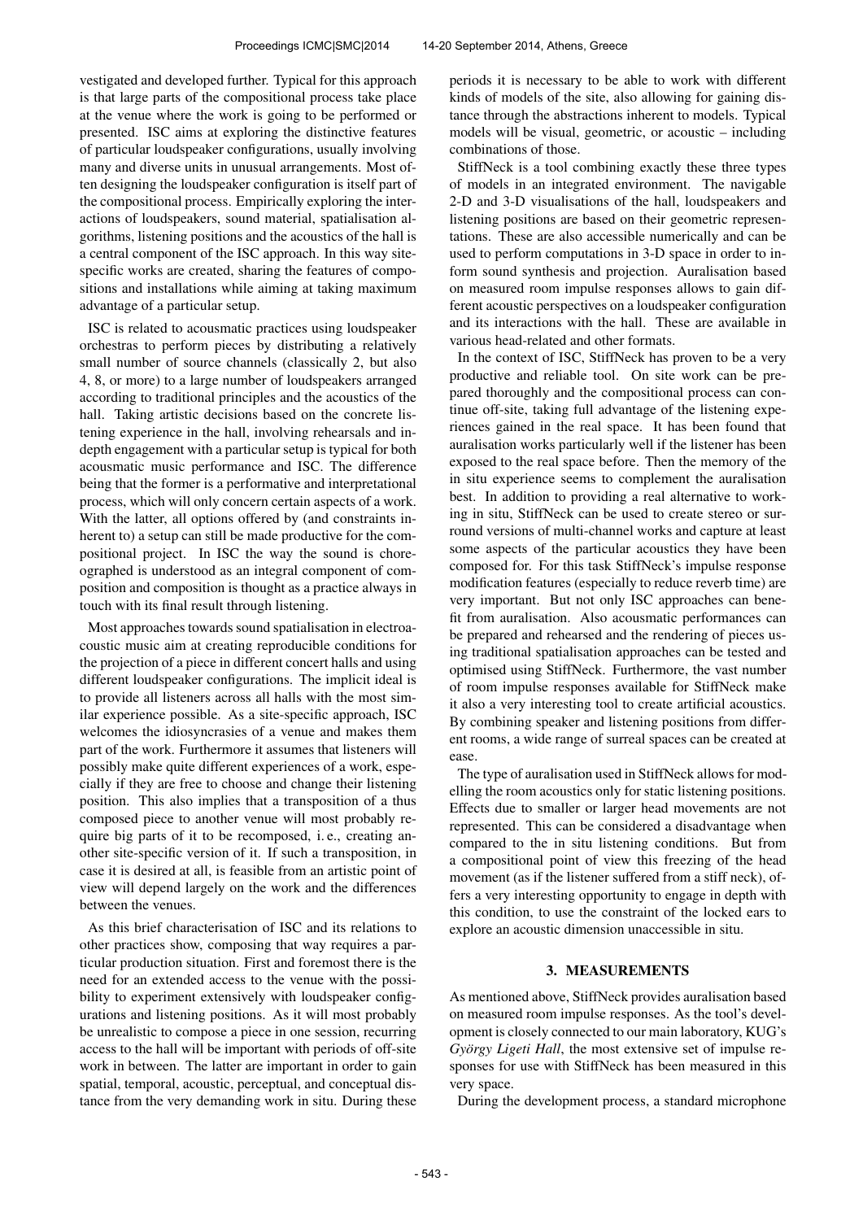vestigated and developed further. Typical for this approach is that large parts of the compositional process take place at the venue where the work is going to be performed or presented. ISC aims at exploring the distinctive features of particular loudspeaker configurations, usually involving many and diverse units in unusual arrangements. Most often designing the loudspeaker configuration is itself part of the compositional process. Empirically exploring the interactions of loudspeakers, sound material, spatialisation algorithms, listening positions and the acoustics of the hall is a central component of the ISC approach. In this way site-specific works are created, sharing the features of compositions and installations while aiming at taking maximum advantage of a particular setup.

ISC is related to acousmatic practices using loudspeaker orchestras to perform pieces by distributing a relatively small number of source channels (classically 2, but also 4, 8, or more) to a large number of loudspeakers arranged according to traditional principles and the acoustics of the hall. Taking artistic decisions based on the concrete listening experience in the hall, involving rehearsals and in-depth engagement with a particular setup is typical for both acousmatic music performance and ISC. The difference being that the former is a performative and interpretational process, which will only concern certain aspects of a work. With the latter, all options offered by (and constraints inherent to) a setup can still be made productive for the compositional project. In ISC the way the sound is choreographed is understood as an integral component of composition and composition is thought as a practice always in touch with its final result through listening.

Most approaches towards sound spatialisation in electroacoustic music aim at creating reproducible conditions for the projection of a piece in different concert halls and using different loudspeaker configurations. The implicit ideal is to provide all listeners across all halls with the most similar experience possible. As a site-specific approach, ISC welcomes the idiosyncrasies of a venue and makes them part of the work. Furthermore it assumes that listeners will possibly make quite different experiences of a work, especially if they are free to choose and change their listening position. This also implies that a transposition of a thus composed piece to another venue will most probably require big parts of it to be recomposed, i. e., creating another site-specific version of it. If such a transposition, in case it is desired at all, is feasible from an artistic point of view will depend largely on the work and the differences between the venues.

As this brief characterisation of ISC and its relations to other practices show, composing that way requires a particular production situation. First and foremost there is the need for an extended access to the venue with the possibility to experiment extensively with loudspeaker configurations and listening positions. As it will most probably be unrealistic to compose a piece in one session, recurring access to the hall will be important with periods of off-site work in between. The latter are important in order to gain spatial, temporal, acoustic, perceptual, and conceptual distance from the very demanding work in situ. During these periods it is necessary to be able to work with different kinds of models of the site, also allowing for gaining distance through the abstractions inherent to models. Typical models will be visual, geometric, or acoustic – including combinations of those.

StiffNeck is a tool combining exactly these three types of models in an integrated environment. The navigable 2-D and 3-D visualisations of the hall, loudspeakers and listening positions are based on their geometric representations. These are also accessible numerically and can be used to perform computations in 3-D space in order to inform sound synthesis and projection. Auralisation based on measured room impulse responses allows to gain different acoustic perspectives on a loudspeaker configuration and its interactions with the hall. These are available in various head-related and other formats.

In the context of ISC, StiffNeck has proven to be a very productive and reliable tool. On site work can be prepared thoroughly and the compositional process can continue off-site, taking full advantage of the listening experiences gained in the real space. It has been found that auralisation works particularly well if the listener has been exposed to the real space before. Then the memory of the in situ experience seems to complement the auralisation best. In addition to providing a real alternative to working in situ, StiffNeck can be used to create stereo or surround versions of multi-channel works and capture at least some aspects of the particular acoustics they have been composed for. For this task StiffNeck's impulse response modification features (especially to reduce reverb time) are very important. But not only ISC approaches can benefit from auralisation. Also acousmatic performances can be prepared and rehearsed and the rendering of pieces using traditional spatialisation approaches can be tested and optimised using StiffNeck. Furthermore, the vast number of room impulse responses available for StiffNeck make it also a very interesting tool to create artificial acoustics. By combining speaker and listening positions from different rooms, a wide range of surreal spaces can be created at ease.

The type of auralisation used in StiffNeck allows for modelling the room acoustics only for static listening positions. Effects due to smaller or larger head movements are not represented. This can be considered a disadvantage when compared to the in situ listening conditions. But from a compositional point of view this freezing of the head movement (as if the listener suffered from a stiff neck), offers a very interesting opportunity to engage in depth with this condition, to use the constraint of the locked ears to explore an acoustic dimension unaccessible in situ.

## 3. MEASUREMENTS

As mentioned above, StiffNeck provides auralisation based on measured room impulse responses. As the tool's development is closely connected to our main laboratory, KUG's *György Ligeti Hall*, the most extensive set of impulse responses for use with StiffNeck has been measured in this very space.

During the development process, a standard microphone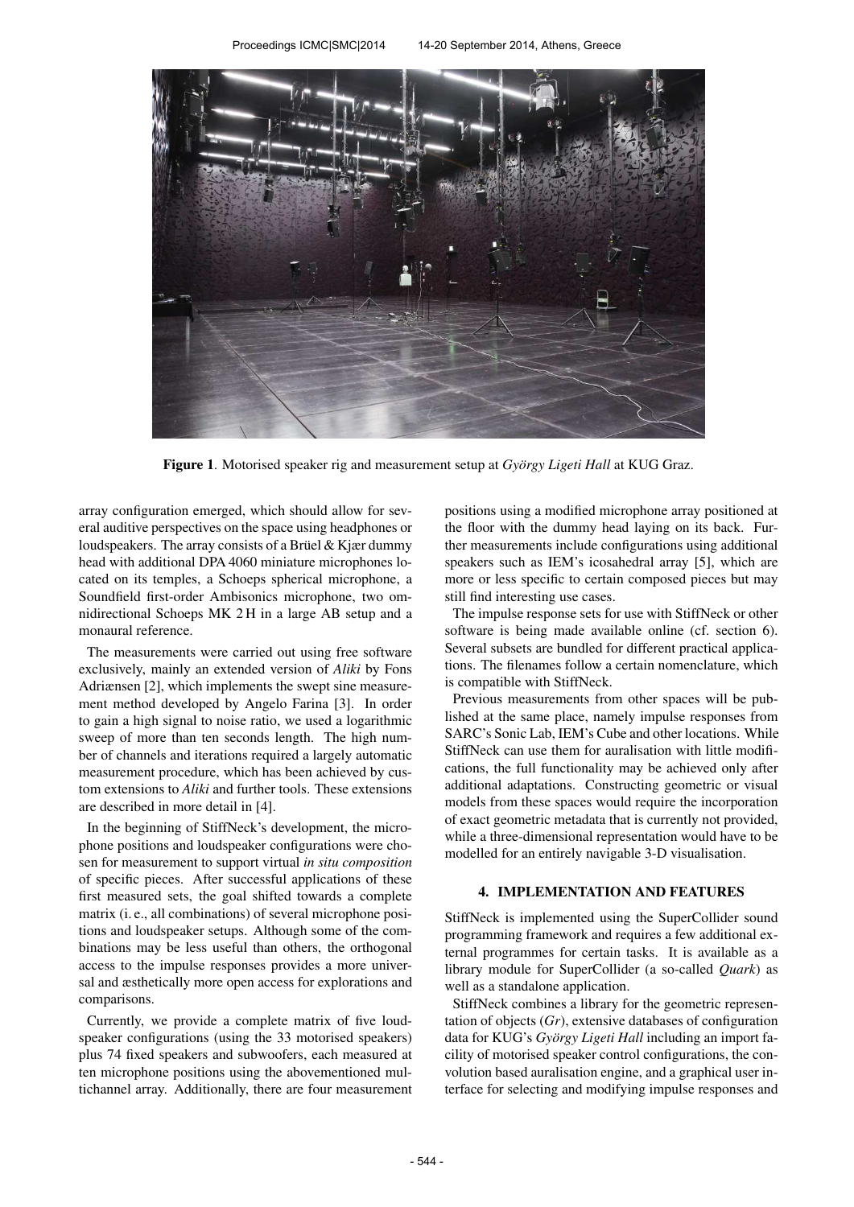Figure 1. Motorised speaker rig and measurement setup at *György Ligeti Hall* at KUG Graz.

array configuration emerged, which should allow for several auditive perspectives on the space using headphones or loudspeakers. The array consists of a Brüel & Kjær dummy head with additional DPA 4060 miniature microphones located on its temples, a Schoeps spherical microphone, a Soundfield first-order Ambisonics microphone, two omnidirectional Schoeps MK 2 H in a large AB setup and a monaural reference.

The measurements were carried out using free software exclusively, mainly an extended version of *Aliki* by Fons Adriænsen [2], which implements the swept sine measurement method developed by Angelo Farina [3]. In order to gain a high signal to noise ratio, we used a logarithmic sweep of more than ten seconds length. The high number of channels and iterations required a largely automatic measurement procedure, which has been achieved by custom extensions to *Aliki* and further tools. These extensions are described in more detail in [4].

In the beginning of StiffNeck's development, the microphone positions and loudspeaker configurations were chosen for measurement to support virtual *in situ composition* of specific pieces. After successful applications of these first measured sets, the goal shifted towards a complete matrix (i. e., all combinations) of several microphone positions and loudspeaker setups. Although some of the combinations may be less useful than others, the orthogonal access to the impulse responses provides a more universal and æsthetically more open access for explorations and comparisons.

Currently, we provide a complete matrix of five loudspeaker configurations (using the 33 motorised speakers) plus 74 fixed speakers and subwoofers, each measured at ten microphone positions using the abovementioned multichannel array. Additionally, there are four measurement positions using a modified microphone array positioned at the floor with the dummy head laying on its back. Further measurements include configurations using additional speakers such as IEM's icosahedral array [5], which are more or less specific to certain composed pieces but may still find interesting use cases.

The impulse response sets for use with StiffNeck or other software is being made available online (cf. section 6). Several subsets are bundled for different practical applications. The filenames follow a certain nomenclature, which is compatible with StiffNeck.

Previous measurements from other spaces will be published at the same place, namely impulse responses from SARC's Sonic Lab, IEM's Cube and other locations. While StiffNeck can use them for auralisation with little modifications, the full functionality may be achieved only after additional adaptations. Constructing geometric or visual models from these spaces would require the incorporation of exact geometric metadata that is currently not provided, while a three-dimensional representation would have to be modelled for an entirely navigable 3-D visualisation.

## 4. IMPLEMENTATION AND FEATURES

StiffNeck is implemented using the SuperCollider sound programming framework and requires a few additional external programmes for certain tasks. It is available as a library module for SuperCollider (a so-called *Quark*) as well as a standalone application.

StiffNeck combines a library for the geometric representation of objects (*Gr*), extensive databases of configuration data for KUG's *György Ligeti Hall* including an import facility of motorised speaker control configurations, the convolution based auralisation engine, and a graphical user interface for selecting and modifying impulse responses and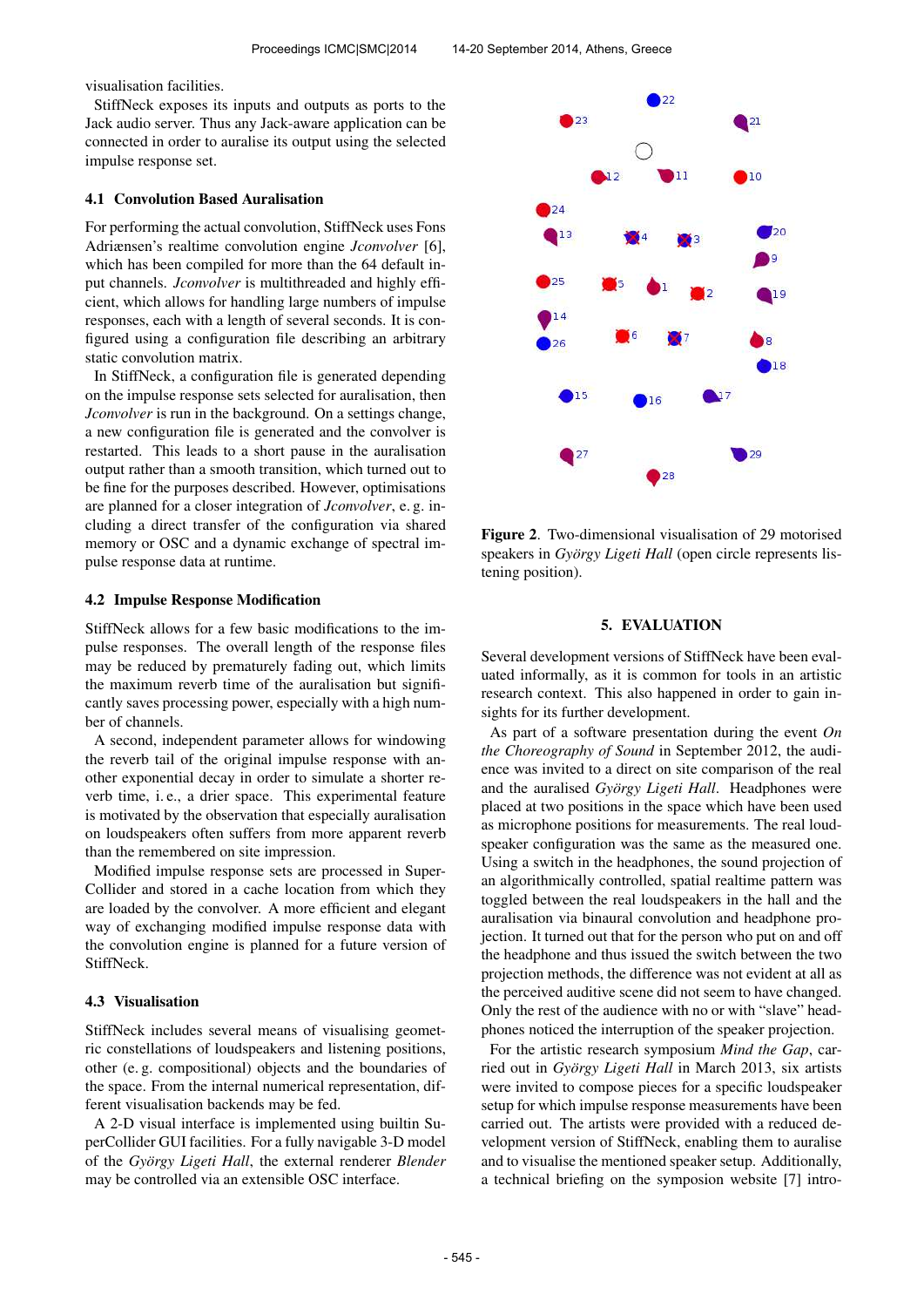visualisation facilities.

StiffNeck exposes its inputs and outputs as ports to the Jack audio server. Thus any Jack-aware application can be connected in order to auralise its output using the selected impulse response set.

### 4.1 Convolution Based Auralisation

For performing the actual convolution, StiffNeck uses Fons Adriænsen's realtime convolution engine *Jconvolver* [6], which has been compiled for more than the 64 default input channels. *Jconvolver* is multithreaded and highly efficient, which allows for handling large numbers of impulse responses, each with a length of several seconds. It is configured using a configuration file describing an arbitrary static convolution matrix.

In StiffNeck, a configuration file is generated depending on the impulse response sets selected for auralisation, then *Jconvolver* is run in the background. On a settings change, a new configuration file is generated and the convolver is restarted. This leads to a short pause in the auralisation output rather than a smooth transition, which turned out to be fine for the purposes described. However, optimisations are planned for a closer integration of *Jconvolver*, e. g. including a direct transfer of the configuration via shared memory or OSC and a dynamic exchange of spectral impulse response data at runtime.

### 4.2 Impulse Response Modification

StiffNeck allows for a few basic modifications to the impulse responses. The overall length of the response files may be reduced by prematurely fading out, which limits the maximum reverb time of the auralisation but significantly saves processing power, especially with a high number of channels.

A second, independent parameter allows for windowing the reverb tail of the original impulse response with another exponential decay in order to simulate a shorter reverb time, i. e., a drier space. This experimental feature is motivated by the observation that especially auralisation on loudspeakers often suffers from more apparent reverb than the remembered on site impression.

Modified impulse response sets are processed in SuperCollider and stored in a cache location from which they are loaded by the convolver. A more efficient and elegant way of exchanging modified impulse response data with the convolution engine is planned for a future version of StiffNeck.

### 4.3 Visualisation

StiffNeck includes several means of visualising geometric constellations of loudspeakers and listening positions, other (e. g. compositional) objects and the boundaries of the space. From the internal numerical representation, different visualisation backends may be fed.

A 2-D visual interface is implemented using builtin SuperCollider GUI facilities. For a fully navigable 3-D model of the *György Ligeti Hall*, the external renderer *Blender* may be controlled via an extensible OSC interface.

**Figure 2**. Two-dimensional visualisation of 29 motorised speakers in *György Ligeti Hall* (open circle represents listening position).

## 5. EVALUATION

Several development versions of StiffNeck have been evaluated informally, as it is common for tools in an artistic research context. This also happened in order to gain insights for its further development.

As part of a software presentation during the event *On the Choreography of Sound* in September 2012, the audience was invited to a direct on site comparison of the real and the auralised *György Ligeti Hall*. Headphones were placed at two positions in the space which have been used as microphone positions for measurements. The real loudspeaker configuration was the same as the measured one. Using a switch in the headphones, the sound projection of an algorithmically controlled, spatial realtime pattern was toggled between the real loudspeakers in the hall and the auralisation via binaural convolution and headphone projection. It turned out that for the person who put on and off the headphone and thus issued the switch between the two projection methods, the difference was not evident at all as the perceived auditive scene did not seem to have changed. Only the rest of the audience with no or with "slave" headphones noticed the interruption of the speaker projection.

For the artistic research symposium *Mind the Gap*, carried out in *György Ligeti Hall* in March 2013, six artists were invited to compose pieces for a specific loudspeaker setup for which impulse response measurements have been carried out. The artists were provided with a reduced development version of StiffNeck, enabling them to auralise and to visualise the mentioned speaker setup. Additionally, a technical briefing on the symposion website [7] intro-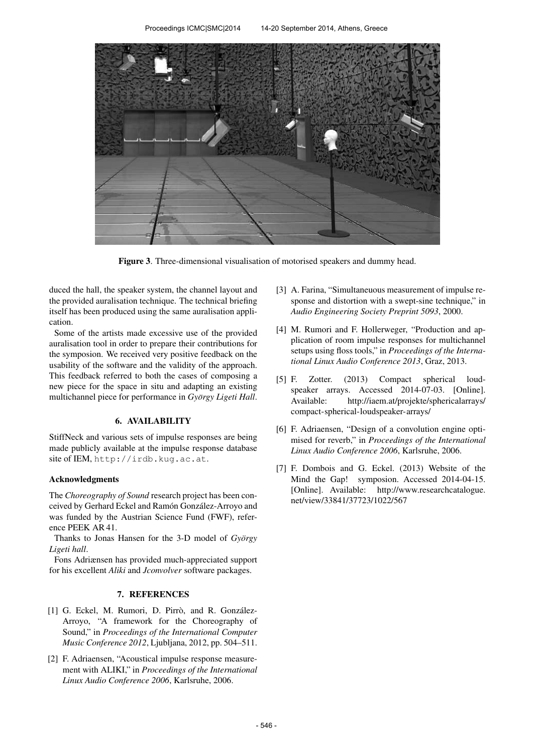**Figure 3**. Three-dimensional visualisation of motorised speakers and dummy head.

duced the hall, the speaker system, the channel layout and the provided auralisation technique. The technical briefing itself has been produced using the same auralisation application.

Some of the artists made excessive use of the provided auralisation tool in order to prepare their contributions for the symposion. We received very positive feedback on the usability of the software and the validity of the approach. This feedback referred to both the cases of composing a new piece for the space in situ and adapting an existing multichannel piece for performance in *György Ligeti Hall*.

## 6. AVAILABILITY

StiffNeck and various sets of impulse responses are being made publicly available at the impulse response database site of IEM, `http://irdb.kug.ac.at`.

### Acknowledgments

The *Choreography of Sound* research project has been conceived by Gerhard Eckel and Ramón González-Arroyo and was funded by the Austrian Science Fund (FWF), reference PEEK AR 41.

Thanks to Jonas Hansen for the 3-D model of *György Ligeti hall*.

Fons Adriænsen has provided much-appreciated support for his excellent *Aliki* and *Jconvolver* software packages.

## 7. REFERENCES

[1] G. Eckel, M. Rumori, D. Pirrò, and R. González-Arroyo, "A framework for the Choreography of Sound," in *Proceedings of the International Computer Music Conference 2012*, Ljubljana, 2012, pp. 504–511.

[2] F. Adriaensen, "Acoustical impulse response measurement with ALIKI," in *Proceedings of the International Linux Audio Conference 2006*, Karlsruhe, 2006.

[3] A. Farina, "Simultaneuous measurement of impulse response and distortion with a swept-sine technique," in *Audio Engineering Society Preprint 5093*, 2000.

[4] M. Rumori and F. Hollerweger, "Production and application of room impulse responses for multichannel setups using floss tools," in *Proceedings of the International Linux Audio Conference 2013*, Graz, 2013.

[5] F. Zotter. (2013) Compact spherical loudspeaker arrays. Accessed 2014-07-03. [Online]. Available: http://iaem.at/projekte/sphericalarrays/compact-spherical-loudspeaker-arrays/

[6] F. Adriaensen, "Design of a convolution engine optimised for reverb," in *Proceedings of the International Linux Audio Conference 2006*, Karlsruhe, 2006.

[7] F. Dombois and G. Eckel. (2013) Website of the Mind the Gap! symposion. Accessed 2014-04-15. [Online]. Available: http://www.researchcatalogue.net/view/33841/37723/1022/567